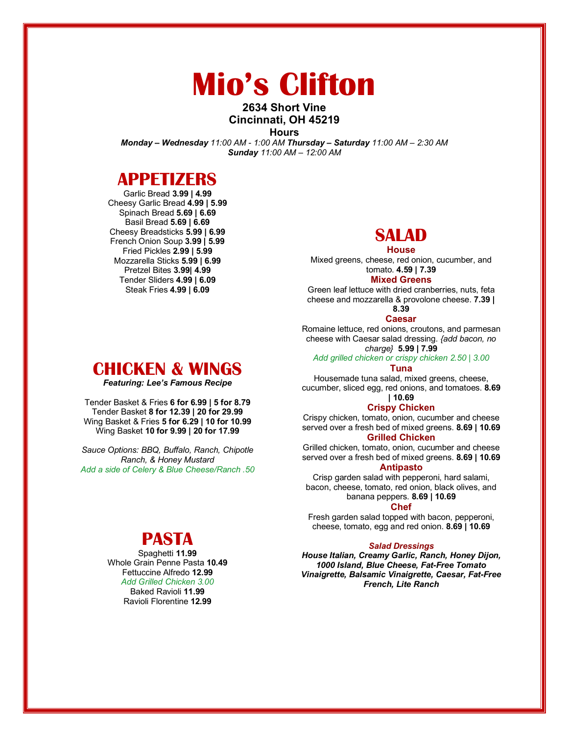# Mio's Clifton

**2634 Short Vine**
**Cincinnati, OH 45219**

**Hours**

***Monday – Wednesday*** *11:00 AM - 1:00 AM* ***Thursday – Saturday*** *11:00 AM – 2:30 AM*
***Sunday*** *11:00 AM – 12:00 AM*

## APPETIZERS

Garlic Bread **3.99 | 4.99**
Cheesy Garlic Bread **4.99 | 5.99**
Spinach Bread **5.69 | 6.69**
Basil Bread **5.69 | 6.69**
Cheesy Breadsticks **5.99 | 6.99**
French Onion Soup **3.99 | 5.99**
Fried Pickles **2.99 | 5.99**
Mozzarella Sticks **5.99 | 6.99**
Pretzel Bites **3.99| 4.99**
Tender Sliders **4.99 | 6.09**
Steak Fries **4.99 | 6.09**

## CHICKEN & WINGS

***Featuring: Lee's Famous Recipe***

Tender Basket & Fries **6 for 6.99 | 5 for 8.79**
Tender Basket **8 for 12.39 | 20 for 29.99**
Wing Basket & Fries **5 for 6.29 | 10 for 10.99**
Wing Basket **10 for 9.99 | 20 for 17.99**

*Sauce Options: BBQ, Buffalo, Ranch, Chipotle Ranch, & Honey Mustard*
*Add a side of Celery & Blue Cheese/Ranch .50*

## PASTA

Spaghetti **11.99**
Whole Grain Penne Pasta **10.49**
Fettuccine Alfredo **12.99**
*Add Grilled Chicken 3.00*
Baked Ravioli **11.99**
Ravioli Florentine **12.99**

## SALAD

### House
Mixed greens, cheese, red onion, cucumber, and tomato. **4.59 | 7.39**

### Mixed Greens
Green leaf lettuce with dried cranberries, nuts, feta cheese and mozzarella & provolone cheese. **7.39 | 8.39**

### Caesar
Romaine lettuce, red onions, croutons, and parmesan cheese with Caesar salad dressing. *{add bacon, no charge}* **5.99 | 7.99**
*Add grilled chicken or crispy chicken 2.50 | 3.00*

### Tuna
Housemade tuna salad, mixed greens, cheese, cucumber, sliced egg, red onions, and tomatoes. **8.69 | 10.69**

### Crispy Chicken
Crispy chicken, tomato, onion, cucumber and cheese served over a fresh bed of mixed greens. **8.69 | 10.69**

### Grilled Chicken
Grilled chicken, tomato, onion, cucumber and cheese served over a fresh bed of mixed greens. **8.69 | 10.69**

### Antipasto
Crisp garden salad with pepperoni, hard salami, bacon, cheese, tomato, red onion, black olives, and banana peppers. **8.69 | 10.69**

### Chef
Fresh garden salad topped with bacon, pepperoni, cheese, tomato, egg and red onion. **8.69 | 10.69**

***Salad Dressings***
***House Italian, Creamy Garlic, Ranch, Honey Dijon, 1000 Island, Blue Cheese, Fat-Free Tomato Vinaigrette, Balsamic Vinaigrette, Caesar, Fat-Free French, Lite Ranch***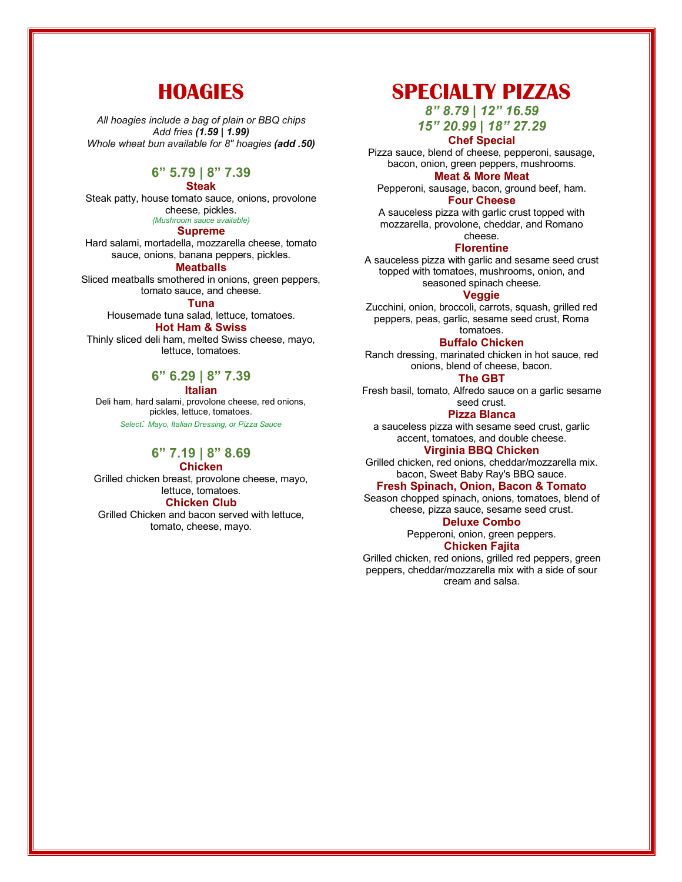# HOAGIES

*All hoagies include a bag of plain or BBQ chips*
*Add fries **(1.59 | 1.99)***
*Whole wheat bun available for 8" hoagies **(add .50)***

## 6" 5.79 | 8" 7.39

### Steak

Steak patty, house tomato sauce, onions, provolone cheese, pickles.

*{Mushroom sauce available}*

### Supreme

Hard salami, mortadella, mozzarella cheese, tomato sauce, onions, banana peppers, pickles.

### Meatballs

Sliced meatballs smothered in onions, green peppers, tomato sauce, and cheese.

### Tuna

Housemade tuna salad, lettuce, tomatoes.

### Hot Ham & Swiss

Thinly sliced deli ham, melted Swiss cheese, mayo, lettuce, tomatoes.

## 6" 6.29 | 8" 7.39

### Italian

Deli ham, hard salami, provolone cheese, red onions, pickles, lettuce, tomatoes.

*Select: Mayo, Italian Dressing, or Pizza Sauce*

## 6" 7.19 | 8" 8.69

### Chicken

Grilled chicken breast, provolone cheese, mayo, lettuce, tomatoes.

### Chicken Club

Grilled Chicken and bacon served with lettuce, tomato, cheese, mayo.

# SPECIALTY PIZZAS

## *8" 8.79 | 12" 16.59*
## *15" 20.99 | 18" 27.29*

### Chef Special

Pizza sauce, blend of cheese, pepperoni, sausage, bacon, onion, green peppers, mushrooms.

### Meat & More Meat

Pepperoni, sausage, bacon, ground beef, ham.

### Four Cheese

A sauceless pizza with garlic crust topped with mozzarella, provolone, cheddar, and Romano cheese.

### Florentine

A sauceless pizza with garlic and sesame seed crust topped with tomatoes, mushrooms, onion, and seasoned spinach cheese.

### Veggie

Zucchini, onion, broccoli, carrots, squash, grilled red peppers, peas, garlic, sesame seed crust, Roma tomatoes.

### Buffalo Chicken

Ranch dressing, marinated chicken in hot sauce, red onions, blend of cheese, bacon.

### The GBT

Fresh basil, tomato, Alfredo sauce on a garlic sesame seed crust.

### Pizza Blanca

a sauceless pizza with sesame seed crust, garlic accent, tomatoes, and double cheese.

### Virginia BBQ Chicken

Grilled chicken, red onions, cheddar/mozzarella mix. bacon, Sweet Baby Ray's BBQ sauce.

### Fresh Spinach, Onion, Bacon & Tomato

Season chopped spinach, onions, tomatoes, blend of cheese, pizza sauce, sesame seed crust.

### Deluxe Combo

Pepperoni, onion, green peppers.

### Chicken Fajita

Grilled chicken, red onions, grilled red peppers, green peppers, cheddar/mozzarella mix with a side of sour cream and salsa.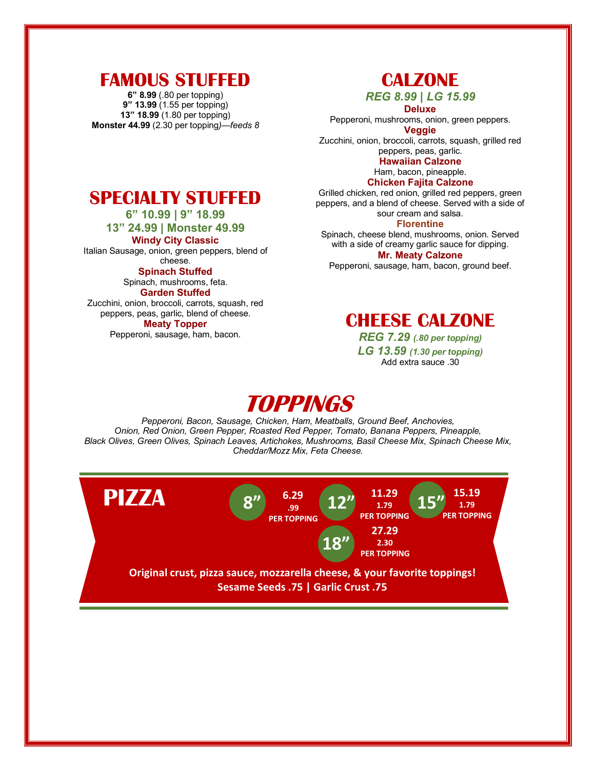## FAMOUS STUFFED

**6” 8.99** (.80 per topping)
**9” 13.99** (1.55 per topping)
**13” 18.99** (1.80 per topping)
**Monster 44.99** (2.30 per topping*)—feeds 8*

## SPECIALTY STUFFED

**6” 10.99 | 9” 18.99**
**13” 24.99 | Monster 49.99**

**Windy City Classic**
Italian Sausage, onion, green peppers, blend of cheese.

**Spinach Stuffed**
Spinach, mushrooms, feta.

**Garden Stuffed**
Zucchini, onion, broccoli, carrots, squash, red peppers, peas, garlic, blend of cheese.

**Meaty Topper**
Pepperoni, sausage, ham, bacon.

## CALZONE

***REG 8.99 | LG 15.99***

**Deluxe**
Pepperoni, mushrooms, onion, green peppers.

**Veggie**
Zucchini, onion, broccoli, carrots, squash, grilled red peppers, peas, garlic.

**Hawaiian Calzone**
Ham, bacon, pineapple.

**Chicken Fajita Calzone**
Grilled chicken, red onion, grilled red peppers, green peppers, and a blend of cheese. Served with a side of sour cream and salsa.

**Florentine**
Spinach, cheese blend, mushrooms, onion. Served with a side of creamy garlic sauce for dipping.

**Mr. Meaty Calzone**
Pepperoni, sausage, ham, bacon, ground beef.

## CHEESE CALZONE

***REG 7.29*** *(.80 per topping)*
***LG 13.59*** *(1.30 per topping)*
Add extra sauce .30

## *TOPPINGS*

*Pepperoni, Bacon, Sausage, Chicken, Ham, Meatballs, Ground Beef, Anchovies, Onion, Red Onion, Green Pepper, Roasted Red Pepper, Tomato, Banana Peppers, Pineapple, Black Olives, Green Olives, Spinach Leaves, Artichokes, Mushrooms, Basil Cheese Mix, Spinach Cheese Mix, Cheddar/Mozz Mix, Feta Cheese.*

## PIZZA

**8”** 6.29 — .99 PER TOPPING
**12”** 11.29 — 1.79 PER TOPPING
**15”** 15.19 — 1.79 PER TOPPING
**18”** 27.29 — 2.30 PER TOPPING

**Original crust, pizza sauce, mozzarella cheese, & your favorite toppings!**
**Sesame Seeds .75 | Garlic Crust .75**